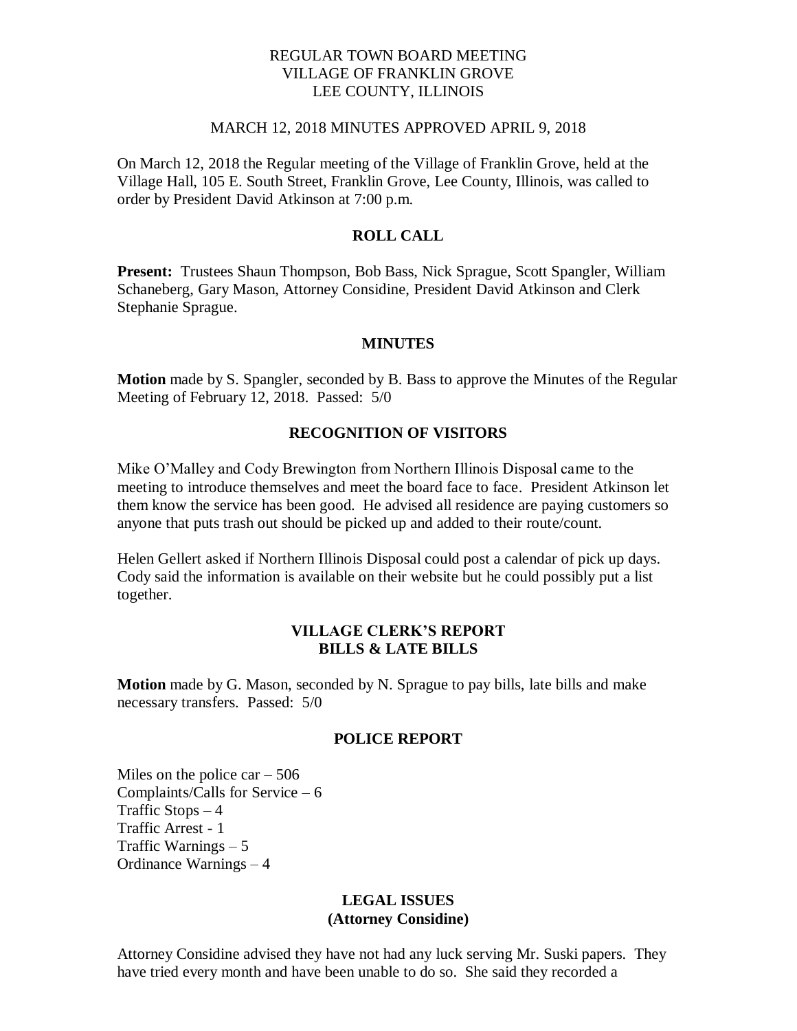REGULAR TOWN BOARD MEETING
VILLAGE OF FRANKLIN GROVE
LEE COUNTY, ILLINOIS

MARCH 12, 2018 MINUTES APPROVED APRIL 9, 2018

On March 12, 2018 the Regular meeting of the Village of Franklin Grove, held at the Village Hall, 105 E. South Street, Franklin Grove, Lee County, Illinois, was called to order by President David Atkinson at 7:00 p.m.

## ROLL CALL

**Present:** Trustees Shaun Thompson, Bob Bass, Nick Sprague, Scott Spangler, William Schaneberg, Gary Mason, Attorney Considine, President David Atkinson and Clerk Stephanie Sprague.

## MINUTES

**Motion** made by S. Spangler, seconded by B. Bass to approve the Minutes of the Regular Meeting of February 12, 2018. Passed: 5/0

## RECOGNITION OF VISITORS

Mike O'Malley and Cody Brewington from Northern Illinois Disposal came to the meeting to introduce themselves and meet the board face to face. President Atkinson let them know the service has been good. He advised all residence are paying customers so anyone that puts trash out should be picked up and added to their route/count.

Helen Gellert asked if Northern Illinois Disposal could post a calendar of pick up days. Cody said the information is available on their website but he could possibly put a list together.

## VILLAGE CLERK'S REPORT
## BILLS & LATE BILLS

**Motion** made by G. Mason, seconded by N. Sprague to pay bills, late bills and make necessary transfers. Passed: 5/0

## POLICE REPORT

Miles on the police car – 506
Complaints/Calls for Service – 6
Traffic Stops – 4
Traffic Arrest - 1
Traffic Warnings – 5
Ordinance Warnings – 4

## LEGAL ISSUES
## (Attorney Considine)

Attorney Considine advised they have not had any luck serving Mr. Suski papers. They have tried every month and have been unable to do so. She said they recorded a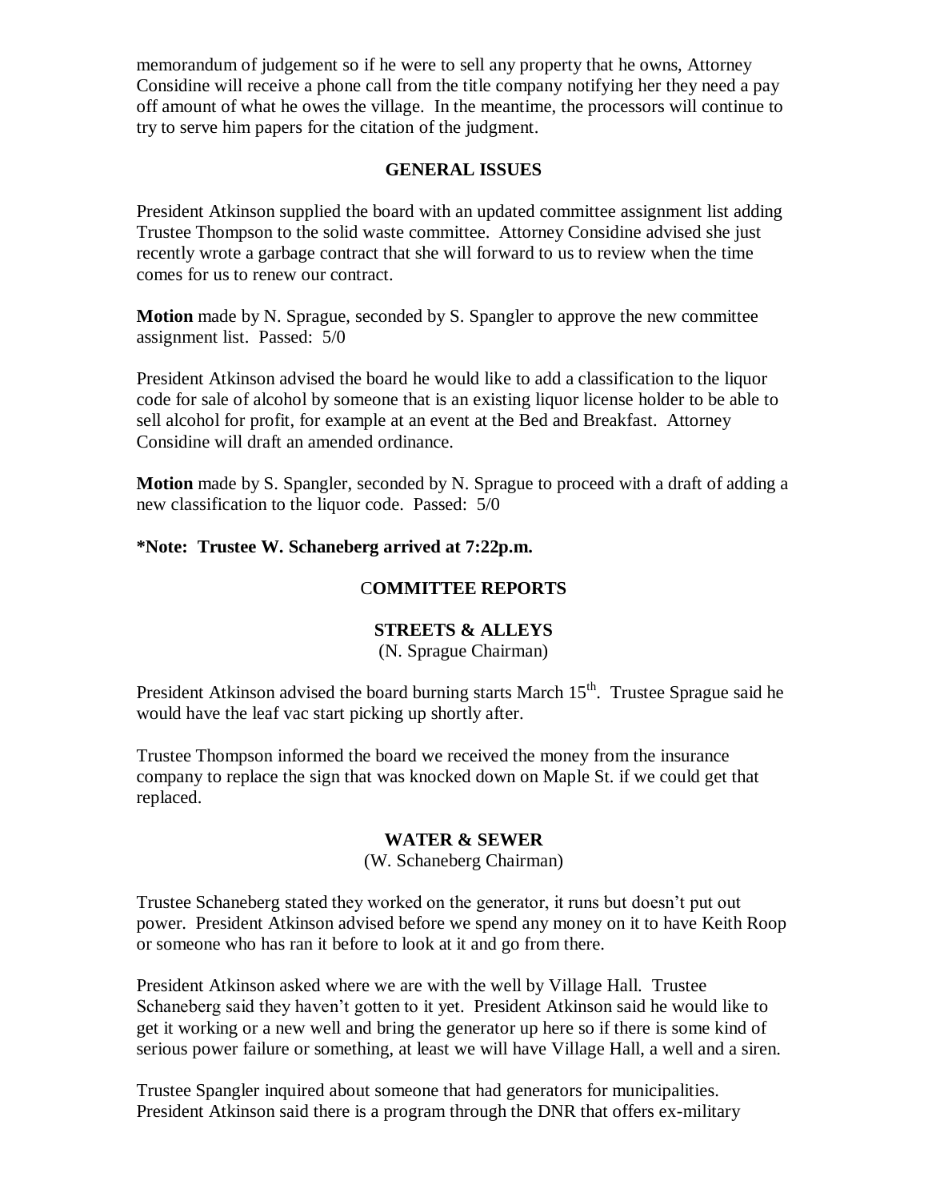memorandum of judgement so if he were to sell any property that he owns, Attorney Considine will receive a phone call from the title company notifying her they need a pay off amount of what he owes the village. In the meantime, the processors will continue to try to serve him papers for the citation of the judgment.

## GENERAL ISSUES

President Atkinson supplied the board with an updated committee assignment list adding Trustee Thompson to the solid waste committee. Attorney Considine advised she just recently wrote a garbage contract that she will forward to us to review when the time comes for us to renew our contract.

**Motion** made by N. Sprague, seconded by S. Spangler to approve the new committee assignment list. Passed: 5/0

President Atkinson advised the board he would like to add a classification to the liquor code for sale of alcohol by someone that is an existing liquor license holder to be able to sell alcohol for profit, for example at an event at the Bed and Breakfast. Attorney Considine will draft an amended ordinance.

**Motion** made by S. Spangler, seconded by N. Sprague to proceed with a draft of adding a new classification to the liquor code. Passed: 5/0

**\*Note: Trustee W. Schaneberg arrived at 7:22p.m.**

## COMMITTEE REPORTS

### STREETS & ALLEYS

(N. Sprague Chairman)

President Atkinson advised the board burning starts March 15th. Trustee Sprague said he would have the leaf vac start picking up shortly after.

Trustee Thompson informed the board we received the money from the insurance company to replace the sign that was knocked down on Maple St. if we could get that replaced.

### WATER & SEWER

(W. Schaneberg Chairman)

Trustee Schaneberg stated they worked on the generator, it runs but doesn't put out power. President Atkinson advised before we spend any money on it to have Keith Roop or someone who has ran it before to look at it and go from there.

President Atkinson asked where we are with the well by Village Hall. Trustee Schaneberg said they haven't gotten to it yet. President Atkinson said he would like to get it working or a new well and bring the generator up here so if there is some kind of serious power failure or something, at least we will have Village Hall, a well and a siren.

Trustee Spangler inquired about someone that had generators for municipalities. President Atkinson said there is a program through the DNR that offers ex-military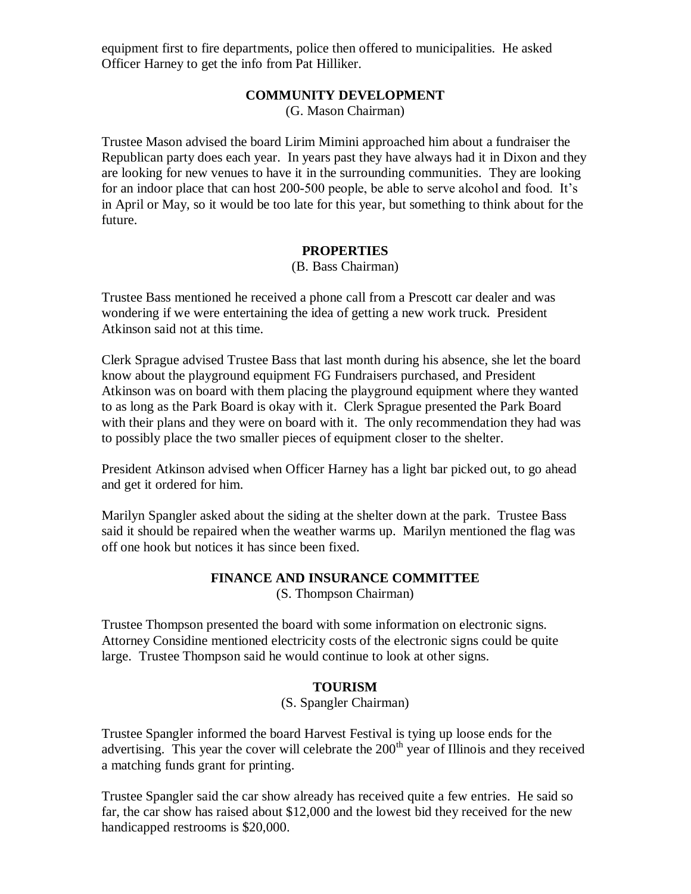equipment first to fire departments, police then offered to municipalities. He asked Officer Harney to get the info from Pat Hilliker.

## COMMUNITY DEVELOPMENT

(G. Mason Chairman)

Trustee Mason advised the board Lirim Mimini approached him about a fundraiser the Republican party does each year. In years past they have always had it in Dixon and they are looking for new venues to have it in the surrounding communities. They are looking for an indoor place that can host 200-500 people, be able to serve alcohol and food. It's in April or May, so it would be too late for this year, but something to think about for the future.

## PROPERTIES

(B. Bass Chairman)

Trustee Bass mentioned he received a phone call from a Prescott car dealer and was wondering if we were entertaining the idea of getting a new work truck. President Atkinson said not at this time.

Clerk Sprague advised Trustee Bass that last month during his absence, she let the board know about the playground equipment FG Fundraisers purchased, and President Atkinson was on board with them placing the playground equipment where they wanted to as long as the Park Board is okay with it. Clerk Sprague presented the Park Board with their plans and they were on board with it. The only recommendation they had was to possibly place the two smaller pieces of equipment closer to the shelter.

President Atkinson advised when Officer Harney has a light bar picked out, to go ahead and get it ordered for him.

Marilyn Spangler asked about the siding at the shelter down at the park. Trustee Bass said it should be repaired when the weather warms up. Marilyn mentioned the flag was off one hook but notices it has since been fixed.

## FINANCE AND INSURANCE COMMITTEE

(S. Thompson Chairman)

Trustee Thompson presented the board with some information on electronic signs. Attorney Considine mentioned electricity costs of the electronic signs could be quite large. Trustee Thompson said he would continue to look at other signs.

## TOURISM

(S. Spangler Chairman)

Trustee Spangler informed the board Harvest Festival is tying up loose ends for the advertising. This year the cover will celebrate the 200th year of Illinois and they received a matching funds grant for printing.

Trustee Spangler said the car show already has received quite a few entries. He said so far, the car show has raised about $12,000 and the lowest bid they received for the new handicapped restrooms is $20,000.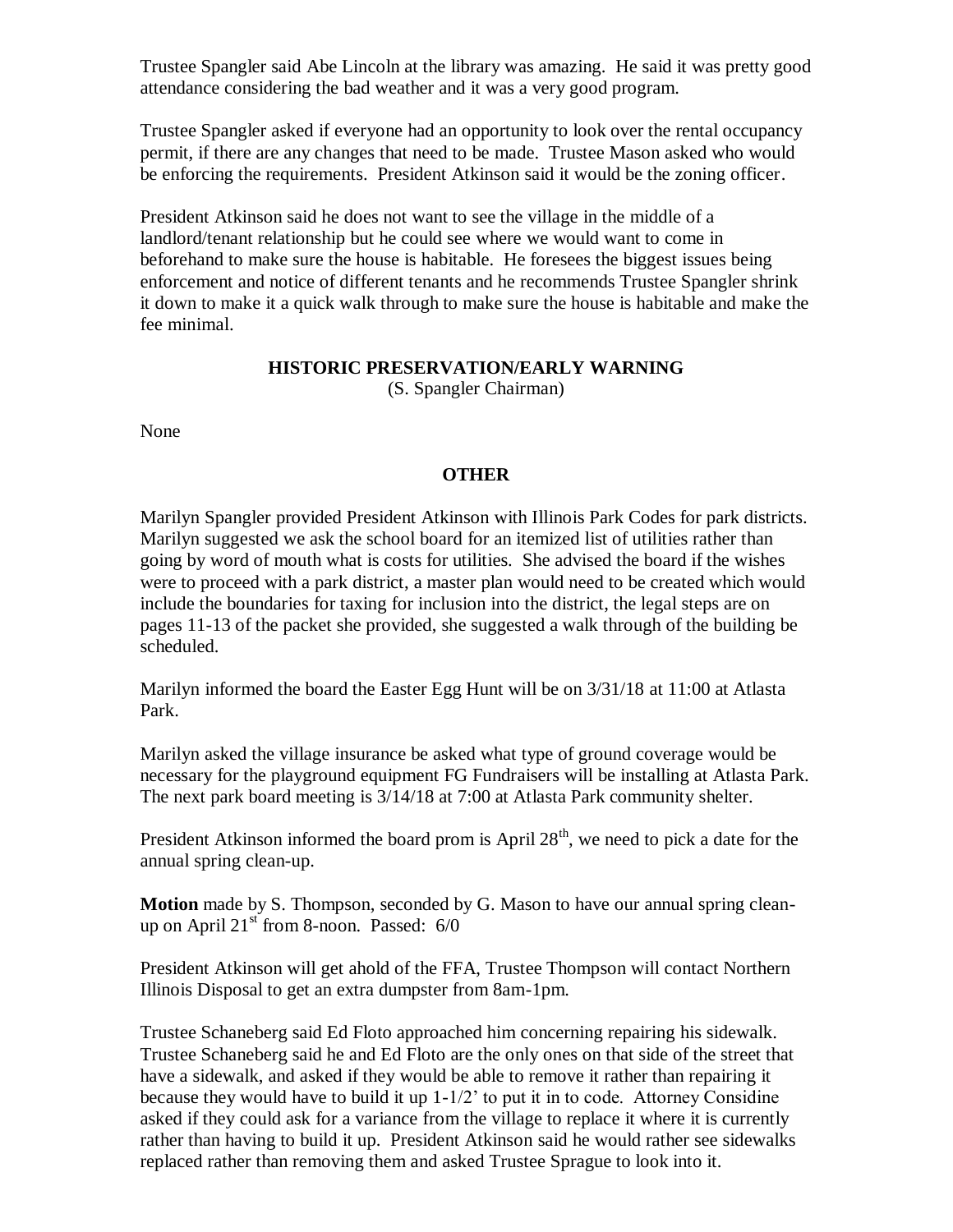Trustee Spangler said Abe Lincoln at the library was amazing. He said it was pretty good attendance considering the bad weather and it was a very good program.

Trustee Spangler asked if everyone had an opportunity to look over the rental occupancy permit, if there are any changes that need to be made. Trustee Mason asked who would be enforcing the requirements. President Atkinson said it would be the zoning officer.

President Atkinson said he does not want to see the village in the middle of a landlord/tenant relationship but he could see where we would want to come in beforehand to make sure the house is habitable. He foresees the biggest issues being enforcement and notice of different tenants and he recommends Trustee Spangler shrink it down to make it a quick walk through to make sure the house is habitable and make the fee minimal.

## HISTORIC PRESERVATION/EARLY WARNING

(S. Spangler Chairman)

None

## OTHER

Marilyn Spangler provided President Atkinson with Illinois Park Codes for park districts. Marilyn suggested we ask the school board for an itemized list of utilities rather than going by word of mouth what is costs for utilities. She advised the board if the wishes were to proceed with a park district, a master plan would need to be created which would include the boundaries for taxing for inclusion into the district, the legal steps are on pages 11-13 of the packet she provided, she suggested a walk through of the building be scheduled.

Marilyn informed the board the Easter Egg Hunt will be on 3/31/18 at 11:00 at Atlasta Park.

Marilyn asked the village insurance be asked what type of ground coverage would be necessary for the playground equipment FG Fundraisers will be installing at Atlasta Park. The next park board meeting is 3/14/18 at 7:00 at Atlasta Park community shelter.

President Atkinson informed the board prom is April 28th, we need to pick a date for the annual spring clean-up.

**Motion** made by S. Thompson, seconded by G. Mason to have our annual spring clean-up on April 21st from 8-noon. Passed: 6/0

President Atkinson will get ahold of the FFA, Trustee Thompson will contact Northern Illinois Disposal to get an extra dumpster from 8am-1pm.

Trustee Schaneberg said Ed Floto approached him concerning repairing his sidewalk. Trustee Schaneberg said he and Ed Floto are the only ones on that side of the street that have a sidewalk, and asked if they would be able to remove it rather than repairing it because they would have to build it up 1-1/2' to put it in to code. Attorney Considine asked if they could ask for a variance from the village to replace it where it is currently rather than having to build it up. President Atkinson said he would rather see sidewalks replaced rather than removing them and asked Trustee Sprague to look into it.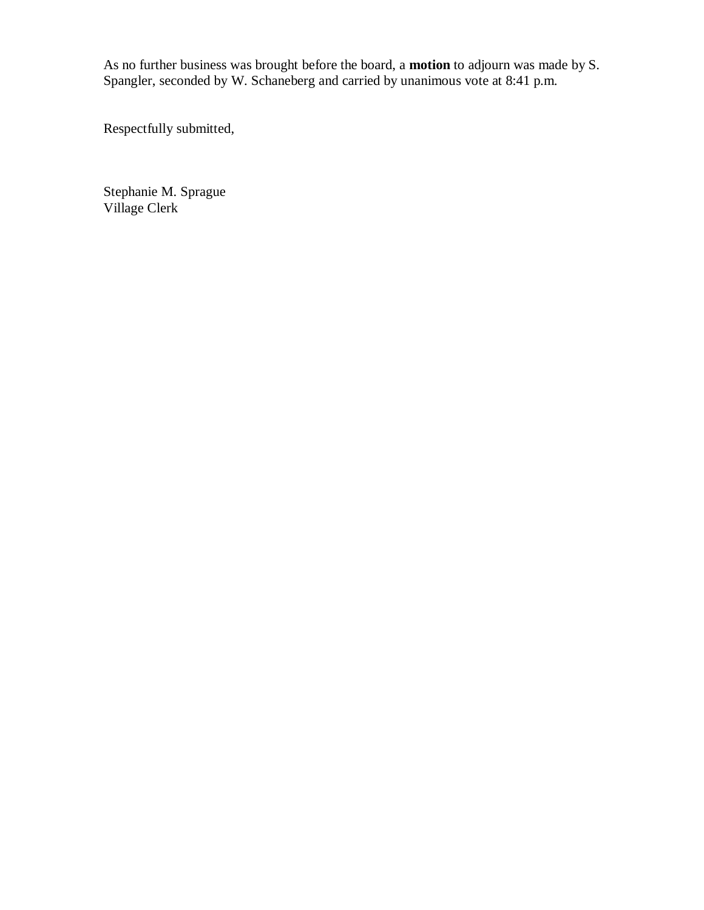As no further business was brought before the board, a **motion** to adjourn was made by S. Spangler, seconded by W. Schaneberg and carried by unanimous vote at 8:41 p.m.

Respectfully submitted,

Stephanie M. Sprague
Village Clerk